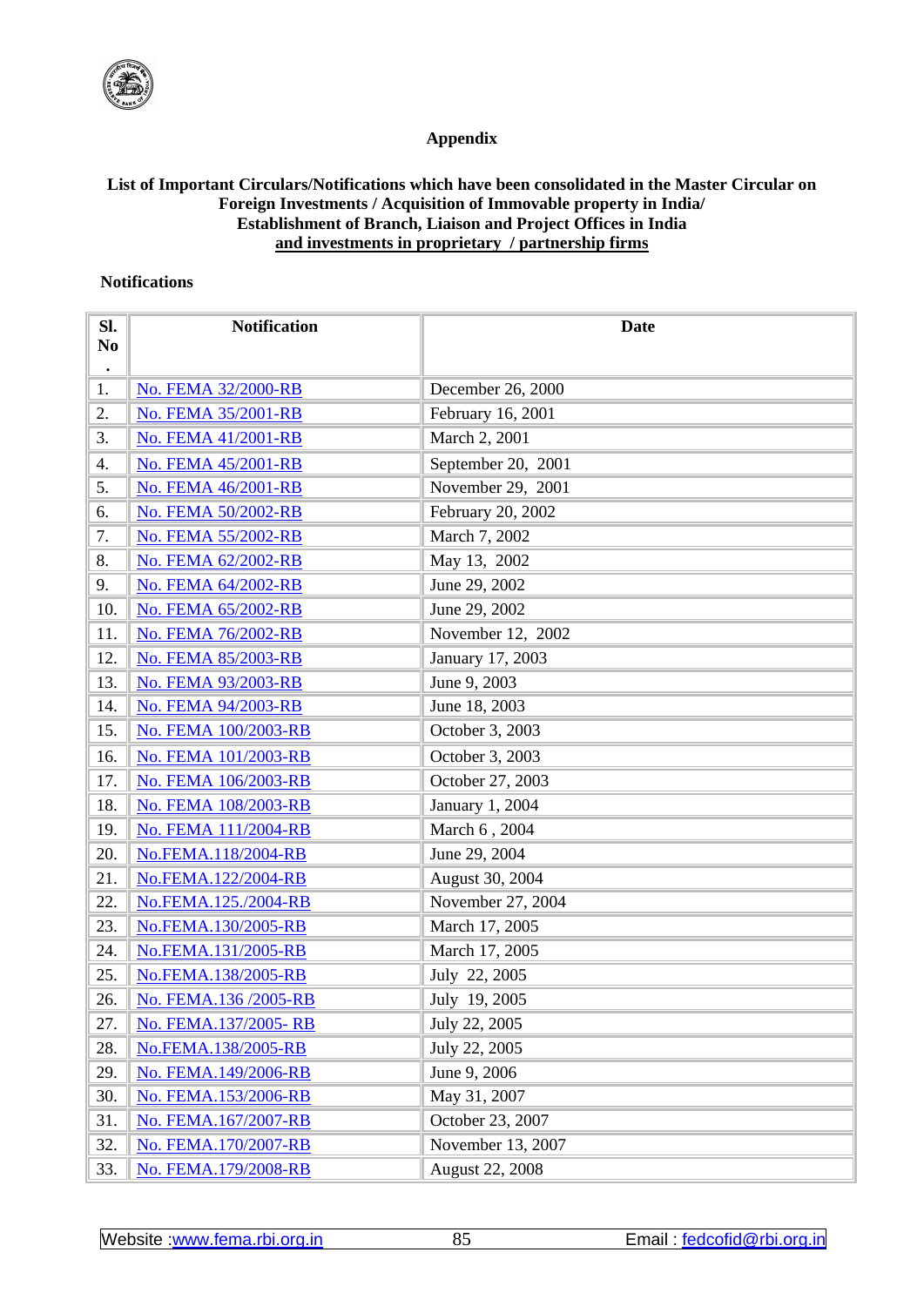## Appendix

**List of Important Circulars/Notifications which have been consolidated in the Master Circular on Foreign Investments / Acquisition of Immovable property in India/ Establishment of Branch, Liaison and Project Offices in India and investments in proprietary / partnership firms**

**Notifications**

| Sl. No. | Notification | Date |
|---|---|---|
| 1. | No. FEMA 32/2000-RB | December 26, 2000 |
| 2. | No. FEMA 35/2001-RB | February 16, 2001 |
| 3. | No. FEMA 41/2001-RB | March 2, 2001 |
| 4. | No. FEMA 45/2001-RB | September 20, 2001 |
| 5. | No. FEMA 46/2001-RB | November 29, 2001 |
| 6. | No. FEMA 50/2002-RB | February 20, 2002 |
| 7. | No. FEMA 55/2002-RB | March 7, 2002 |
| 8. | No. FEMA 62/2002-RB | May 13, 2002 |
| 9. | No. FEMA 64/2002-RB | June 29, 2002 |
| 10. | No. FEMA 65/2002-RB | June 29, 2002 |
| 11. | No. FEMA 76/2002-RB | November 12, 2002 |
| 12. | No. FEMA 85/2003-RB | January 17, 2003 |
| 13. | No. FEMA 93/2003-RB | June 9, 2003 |
| 14. | No. FEMA 94/2003-RB | June 18, 2003 |
| 15. | No. FEMA 100/2003-RB | October 3, 2003 |
| 16. | No. FEMA 101/2003-RB | October 3, 2003 |
| 17. | No. FEMA 106/2003-RB | October 27, 2003 |
| 18. | No. FEMA 108/2003-RB | January 1, 2004 |
| 19. | No. FEMA 111/2004-RB | March 6 , 2004 |
| 20. | No.FEMA.118/2004-RB | June 29, 2004 |
| 21. | No.FEMA.122/2004-RB | August 30, 2004 |
| 22. | No.FEMA.125./2004-RB | November 27, 2004 |
| 23. | No.FEMA.130/2005-RB | March 17, 2005 |
| 24. | No.FEMA.131/2005-RB | March 17, 2005 |
| 25. | No.FEMA.138/2005-RB | July 22, 2005 |
| 26. | No. FEMA.136 /2005-RB | July 19, 2005 |
| 27. | No. FEMA.137/2005- RB | July 22, 2005 |
| 28. | No.FEMA.138/2005-RB | July 22, 2005 |
| 29. | No. FEMA.149/2006-RB | June 9, 2006 |
| 30. | No. FEMA.153/2006-RB | May 31, 2007 |
| 31. | No. FEMA.167/2007-RB | October 23, 2007 |
| 32. | No. FEMA.170/2007-RB | November 13, 2007 |
| 33. | No. FEMA.179/2008-RB | August 22, 2008 |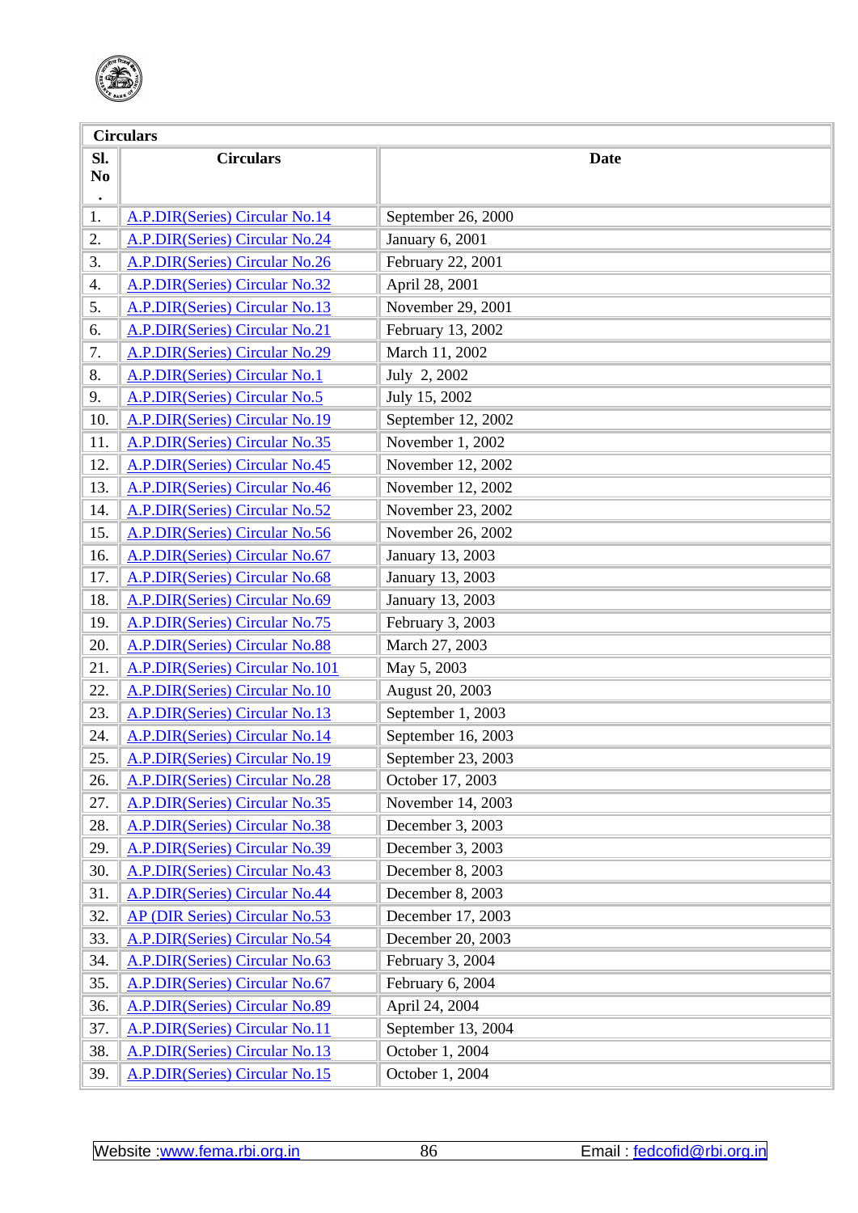| Circulars | | |
|---|---|---|
| Sl. No. | Circulars | Date |
| 1. | A.P.DIR(Series) Circular No.14 | September 26, 2000 |
| 2. | A.P.DIR(Series) Circular No.24 | January 6, 2001 |
| 3. | A.P.DIR(Series) Circular No.26 | February 22, 2001 |
| 4. | A.P.DIR(Series) Circular No.32 | April 28, 2001 |
| 5. | A.P.DIR(Series) Circular No.13 | November 29, 2001 |
| 6. | A.P.DIR(Series) Circular No.21 | February 13, 2002 |
| 7. | A.P.DIR(Series) Circular No.29 | March 11, 2002 |
| 8. | A.P.DIR(Series) Circular No.1 | July 2, 2002 |
| 9. | A.P.DIR(Series) Circular No.5 | July 15, 2002 |
| 10. | A.P.DIR(Series) Circular No.19 | September 12, 2002 |
| 11. | A.P.DIR(Series) Circular No.35 | November 1, 2002 |
| 12. | A.P.DIR(Series) Circular No.45 | November 12, 2002 |
| 13. | A.P.DIR(Series) Circular No.46 | November 12, 2002 |
| 14. | A.P.DIR(Series) Circular No.52 | November 23, 2002 |
| 15. | A.P.DIR(Series) Circular No.56 | November 26, 2002 |
| 16. | A.P.DIR(Series) Circular No.67 | January 13, 2003 |
| 17. | A.P.DIR(Series) Circular No.68 | January 13, 2003 |
| 18. | A.P.DIR(Series) Circular No.69 | January 13, 2003 |
| 19. | A.P.DIR(Series) Circular No.75 | February 3, 2003 |
| 20. | A.P.DIR(Series) Circular No.88 | March 27, 2003 |
| 21. | A.P.DIR(Series) Circular No.101 | May 5, 2003 |
| 22. | A.P.DIR(Series) Circular No.10 | August 20, 2003 |
| 23. | A.P.DIR(Series) Circular No.13 | September 1, 2003 |
| 24. | A.P.DIR(Series) Circular No.14 | September 16, 2003 |
| 25. | A.P.DIR(Series) Circular No.19 | September 23, 2003 |
| 26. | A.P.DIR(Series) Circular No.28 | October 17, 2003 |
| 27. | A.P.DIR(Series) Circular No.35 | November 14, 2003 |
| 28. | A.P.DIR(Series) Circular No.38 | December 3, 2003 |
| 29. | A.P.DIR(Series) Circular No.39 | December 3, 2003 |
| 30. | A.P.DIR(Series) Circular No.43 | December 8, 2003 |
| 31. | A.P.DIR(Series) Circular No.44 | December 8, 2003 |
| 32. | AP (DIR Series) Circular No.53 | December 17, 2003 |
| 33. | A.P.DIR(Series) Circular No.54 | December 20, 2003 |
| 34. | A.P.DIR(Series) Circular No.63 | February 3, 2004 |
| 35. | A.P.DIR(Series) Circular No.67 | February 6, 2004 |
| 36. | A.P.DIR(Series) Circular No.89 | April 24, 2004 |
| 37. | A.P.DIR(Series) Circular No.11 | September 13, 2004 |
| 38. | A.P.DIR(Series) Circular No.13 | October 1, 2004 |
| 39. | A.P.DIR(Series) Circular No.15 | October 1, 2004 |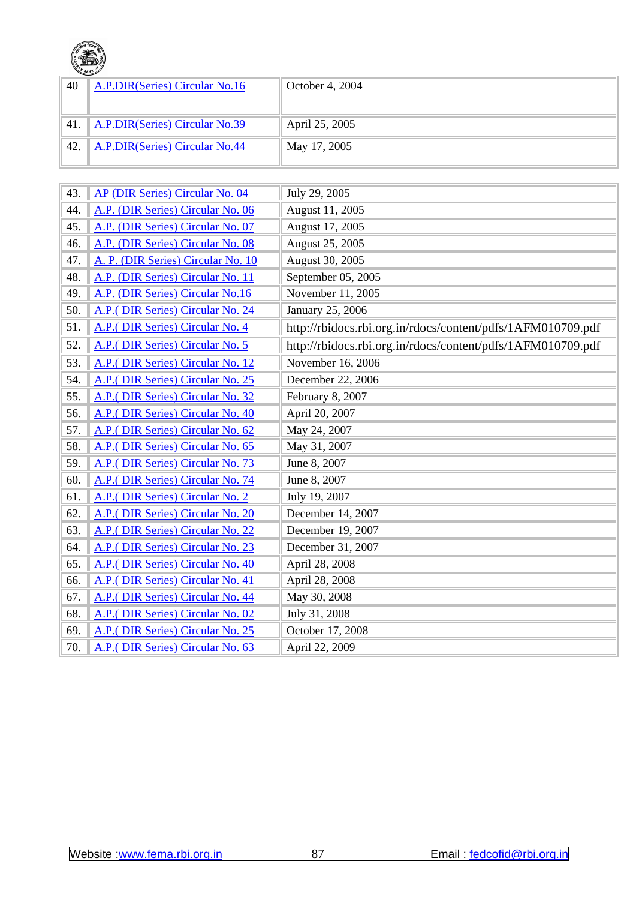| | | |
|---|---|---|
| 40 | A.P.DIR(Series) Circular No.16 | October 4, 2004 |
| 41. | A.P.DIR(Series) Circular No.39 | April 25, 2005 |
| 42. | A.P.DIR(Series) Circular No.44 | May 17, 2005 |
| 43. | AP (DIR Series) Circular No. 04 | July 29, 2005 |
| 44. | A.P. (DIR Series) Circular No. 06 | August 11, 2005 |
| 45. | A.P. (DIR Series) Circular No. 07 | August 17, 2005 |
| 46. | A.P. (DIR Series) Circular No. 08 | August 25, 2005 |
| 47. | A. P. (DIR Series) Circular No. 10 | August 30, 2005 |
| 48. | A.P. (DIR Series) Circular No. 11 | September 05, 2005 |
| 49. | A.P. (DIR Series) Circular No.16 | November 11, 2005 |
| 50. | A.P.( DIR Series) Circular No. 24 | January 25, 2006 |
| 51. | A.P.( DIR Series) Circular No. 4 | http://rbidocs.rbi.org.in/rdocs/content/pdfs/1AFM010709.pdf |
| 52. | A.P.( DIR Series) Circular No. 5 | http://rbidocs.rbi.org.in/rdocs/content/pdfs/1AFM010709.pdf |
| 53. | A.P.( DIR Series) Circular No. 12 | November 16, 2006 |
| 54. | A.P.( DIR Series) Circular No. 25 | December 22, 2006 |
| 55. | A.P.( DIR Series) Circular No. 32 | February 8, 2007 |
| 56. | A.P.( DIR Series) Circular No. 40 | April 20, 2007 |
| 57. | A.P.( DIR Series) Circular No. 62 | May 24, 2007 |
| 58. | A.P.( DIR Series) Circular No. 65 | May 31, 2007 |
| 59. | A.P.( DIR Series) Circular No. 73 | June 8, 2007 |
| 60. | A.P.( DIR Series) Circular No. 74 | June 8, 2007 |
| 61. | A.P.( DIR Series) Circular No. 2 | July 19, 2007 |
| 62. | A.P.( DIR Series) Circular No. 20 | December 14, 2007 |
| 63. | A.P.( DIR Series) Circular No. 22 | December 19, 2007 |
| 64. | A.P.( DIR Series) Circular No. 23 | December 31, 2007 |
| 65. | A.P.( DIR Series) Circular No. 40 | April 28, 2008 |
| 66. | A.P.( DIR Series) Circular No. 41 | April 28, 2008 |
| 67. | A.P.( DIR Series) Circular No. 44 | May 30, 2008 |
| 68. | A.P.( DIR Series) Circular No. 02 | July 31, 2008 |
| 69. | A.P.( DIR Series) Circular No. 25 | October 17, 2008 |
| 70. | A.P.( DIR Series) Circular No. 63 | April 22, 2009 |